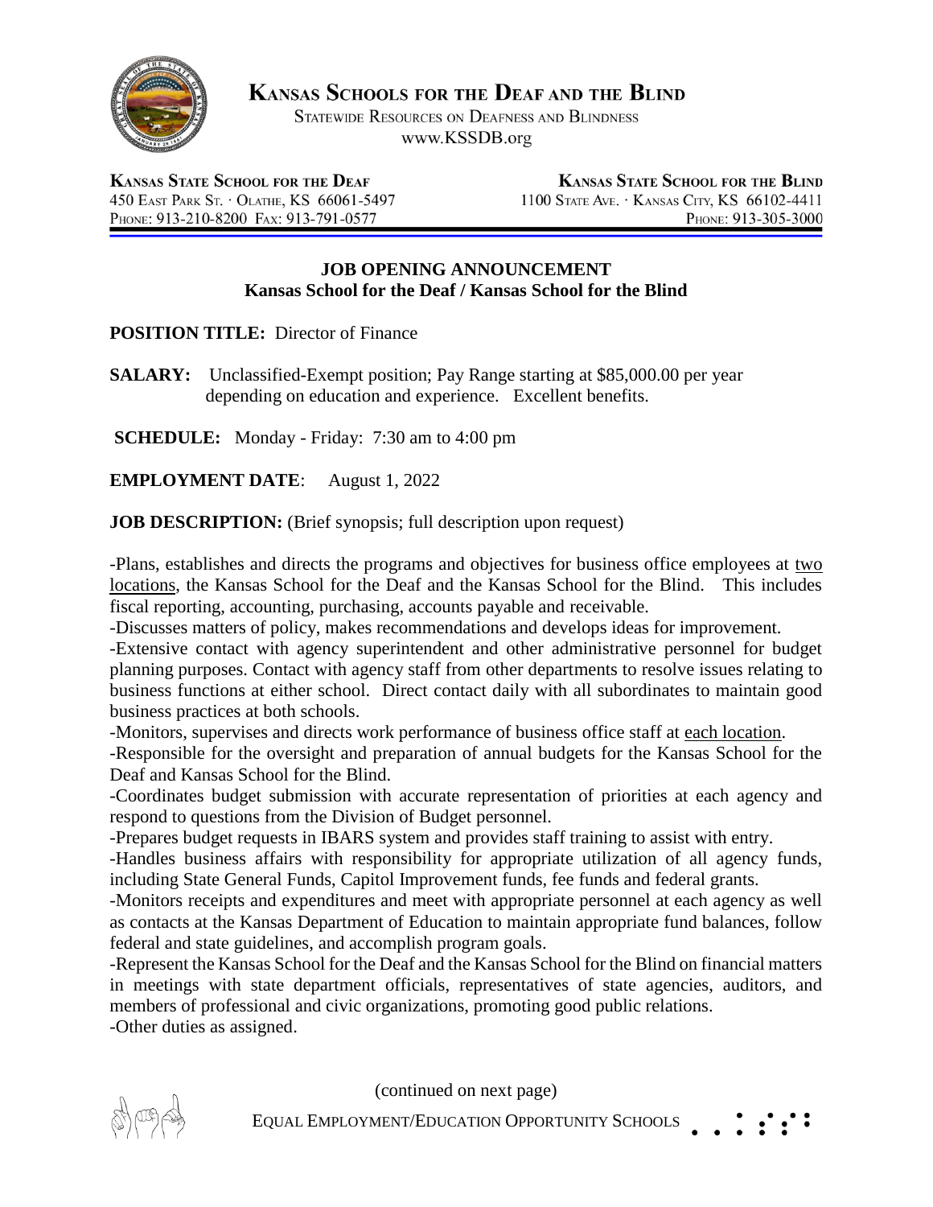# Kansas Schools for the Deaf and the Blind

Statewide Resources on Deafness and Blindness
www.KSSDB.org

**Kansas State School for the Deaf**
450 East Park St. · Olathe, KS 66061-5497
Phone: 913-210-8200 Fax: 913-791-0577

**Kansas State School for the Blind**
1100 State Ave. · Kansas City, KS 66102-4411
Phone: 913-305-3000

## JOB OPENING ANNOUNCEMENT
## Kansas School for the Deaf / Kansas School for the Blind

**POSITION TITLE:** Director of Finance

**SALARY:** Unclassified-Exempt position; Pay Range starting at $85,000.00 per year depending on education and experience. Excellent benefits.

**SCHEDULE:** Monday - Friday: 7:30 am to 4:00 pm

**EMPLOYMENT DATE**: August 1, 2022

**JOB DESCRIPTION:** (Brief synopsis; full description upon request)

-Plans, establishes and directs the programs and objectives for business office employees at two locations, the Kansas School for the Deaf and the Kansas School for the Blind. This includes fiscal reporting, accounting, purchasing, accounts payable and receivable.
-Discusses matters of policy, makes recommendations and develops ideas for improvement.
-Extensive contact with agency superintendent and other administrative personnel for budget planning purposes. Contact with agency staff from other departments to resolve issues relating to business functions at either school. Direct contact daily with all subordinates to maintain good business practices at both schools.
-Monitors, supervises and directs work performance of business office staff at each location.
-Responsible for the oversight and preparation of annual budgets for the Kansas School for the Deaf and Kansas School for the Blind.
-Coordinates budget submission with accurate representation of priorities at each agency and respond to questions from the Division of Budget personnel.
-Prepares budget requests in IBARS system and provides staff training to assist with entry.
-Handles business affairs with responsibility for appropriate utilization of all agency funds, including State General Funds, Capitol Improvement funds, fee funds and federal grants.
-Monitors receipts and expenditures and meet with appropriate personnel at each agency as well as contacts at the Kansas Department of Education to maintain appropriate fund balances, follow federal and state guidelines, and accomplish program goals.
-Represent the Kansas School for the Deaf and the Kansas School for the Blind on financial matters in meetings with state department officials, representatives of state agencies, auditors, and members of professional and civic organizations, promoting good public relations.
-Other duties as assigned.

(continued on next page)

Equal Employment/Education Opportunity Schools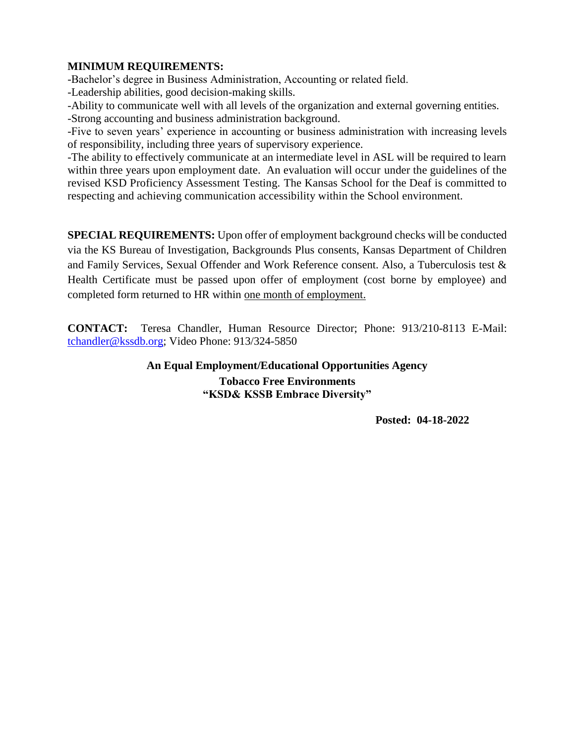**MINIMUM REQUIREMENTS:**

-Bachelor's degree in Business Administration, Accounting or related field.
-Leadership abilities, good decision-making skills.
-Ability to communicate well with all levels of the organization and external governing entities.
-Strong accounting and business administration background.
-Five to seven years' experience in accounting or business administration with increasing levels of responsibility, including three years of supervisory experience.
-The ability to effectively communicate at an intermediate level in ASL will be required to learn within three years upon employment date. An evaluation will occur under the guidelines of the revised KSD Proficiency Assessment Testing. The Kansas School for the Deaf is committed to respecting and achieving communication accessibility within the School environment.

**SPECIAL REQUIREMENTS:** Upon offer of employment background checks will be conducted via the KS Bureau of Investigation, Backgrounds Plus consents, Kansas Department of Children and Family Services, Sexual Offender and Work Reference consent. Also, a Tuberculosis test & Health Certificate must be passed upon offer of employment (cost borne by employee) and completed form returned to HR within one month of employment.

**CONTACT:** Teresa Chandler, Human Resource Director; Phone: 913/210-8113 E-Mail: tchandler@kssdb.org; Video Phone: 913/324-5850

**An Equal Employment/Educational Opportunities Agency**

**Tobacco Free Environments**

**"KSD& KSSB Embrace Diversity"**

**Posted: 04-18-2022**